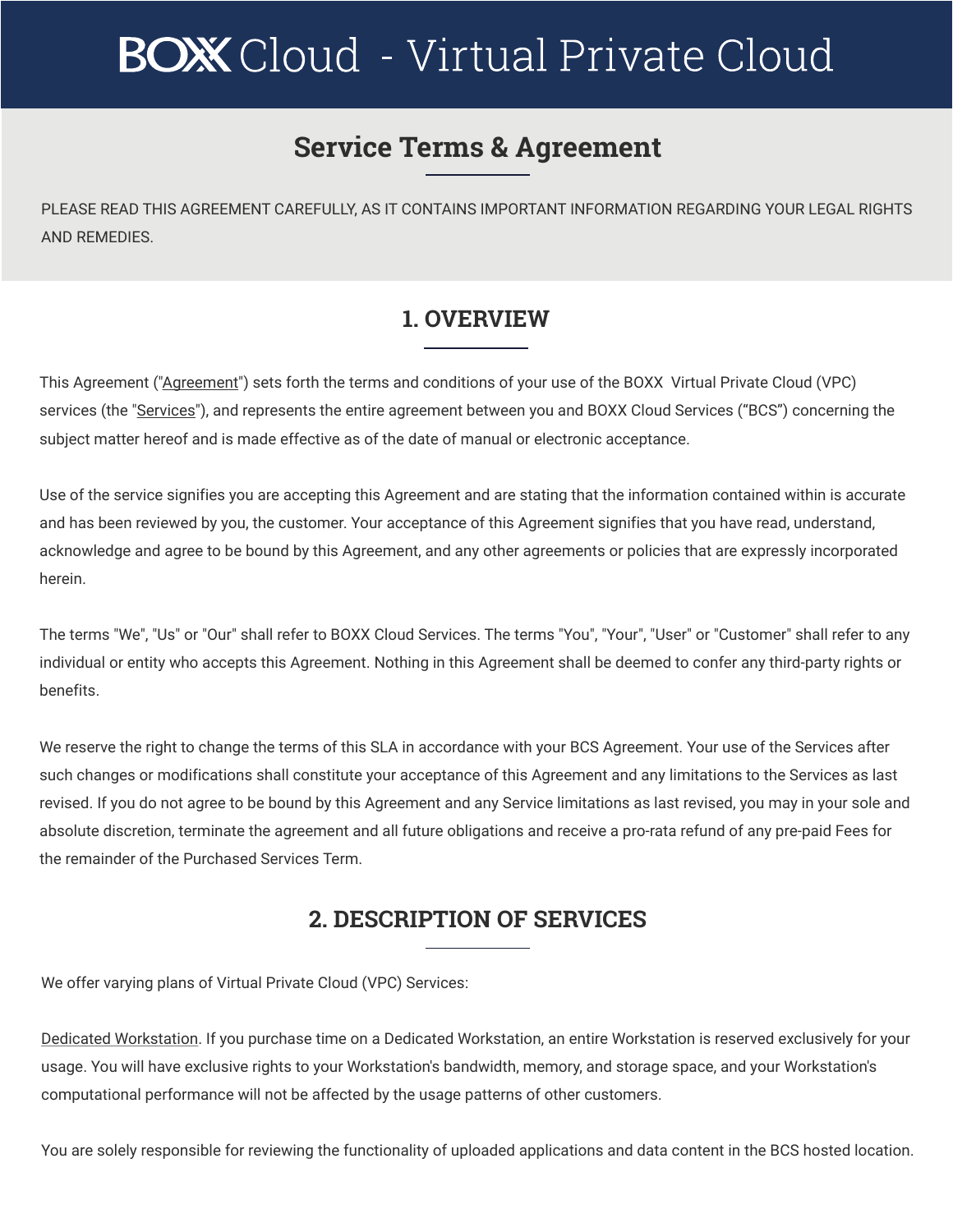# BOXX Cloud - Virtual Private Cloud

## Service Terms & Agreement

PLEASE READ THIS AGREEMENT CAREFULLY, AS IT CONTAINS IMPORTANT INFORMATION REGARDING YOUR LEGAL RIGHTS AND REMEDIES.

## 1. OVERVIEW

This Agreement ("Agreement") sets forth the terms and conditions of your use of the BOXX Virtual Private Cloud (VPC) services (the "Services"), and represents the entire agreement between you and BOXX Cloud Services ("BCS") concerning the subject matter hereof and is made effective as of the date of manual or electronic acceptance.

Use of the service signifies you are accepting this Agreement and are stating that the information contained within is accurate and has been reviewed by you, the customer. Your acceptance of this Agreement signifies that you have read, understand, acknowledge and agree to be bound by this Agreement, and any other agreements or policies that are expressly incorporated herein.

The terms "We", "Us" or "Our" shall refer to BOXX Cloud Services. The terms "You", "Your", "User" or "Customer" shall refer to any individual or entity who accepts this Agreement. Nothing in this Agreement shall be deemed to confer any third-party rights or benefits.

We reserve the right to change the terms of this SLA in accordance with your BCS Agreement. Your use of the Services after such changes or modifications shall constitute your acceptance of this Agreement and any limitations to the Services as last revised. If you do not agree to be bound by this Agreement and any Service limitations as last revised, you may in your sole and absolute discretion, terminate the agreement and all future obligations and receive a pro-rata refund of any pre-paid Fees for the remainder of the Purchased Services Term.

## 2. DESCRIPTION OF SERVICES

We offer varying plans of Virtual Private Cloud (VPC) Services:

Dedicated Workstation. If you purchase time on a Dedicated Workstation, an entire Workstation is reserved exclusively for your usage. You will have exclusive rights to your Workstation's bandwidth, memory, and storage space, and your Workstation's computational performance will not be affected by the usage patterns of other customers.

You are solely responsible for reviewing the functionality of uploaded applications and data content in the BCS hosted location.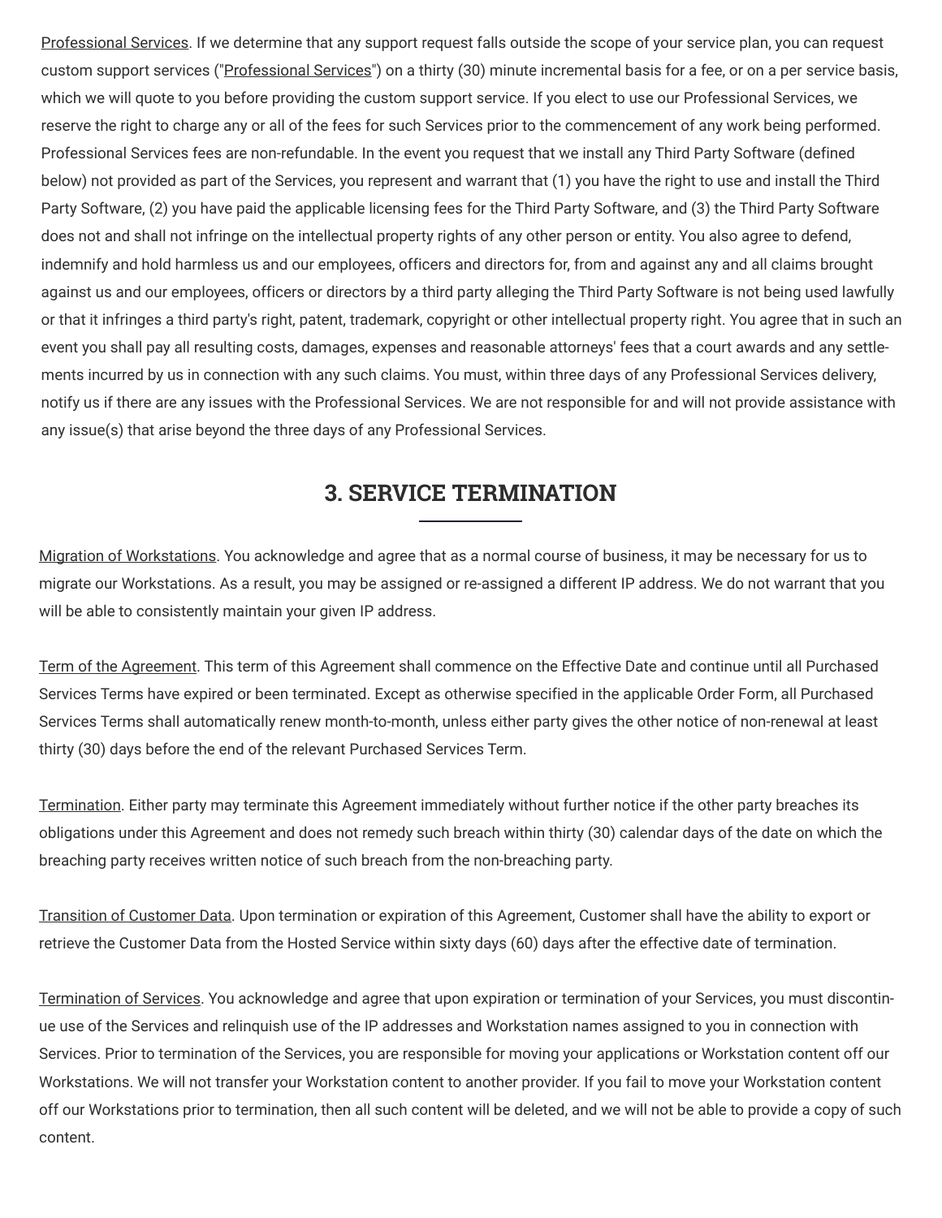<u>Professional Services</u>. If we determine that any support request falls outside the scope of your service plan, you can request custom support services ("<u>Professional Services</u>") on a thirty (30) minute incremental basis for a fee, or on a per service basis, which we will quote to you before providing the custom support service. If you elect to use our Professional Services, we reserve the right to charge any or all of the fees for such Services prior to the commencement of any work being performed. Professional Services fees are non-refundable. In the event you request that we install any Third Party Software (defined below) not provided as part of the Services, you represent and warrant that (1) you have the right to use and install the Third Party Software, (2) you have paid the applicable licensing fees for the Third Party Software, and (3) the Third Party Software does not and shall not infringe on the intellectual property rights of any other person or entity. You also agree to defend, indemnify and hold harmless us and our employees, officers and directors for, from and against any and all claims brought against us and our employees, officers or directors by a third party alleging the Third Party Software is not being used lawfully or that it infringes a third party's right, patent, trademark, copyright or other intellectual property right. You agree that in such an event you shall pay all resulting costs, damages, expenses and reasonable attorneys' fees that a court awards and any settlements incurred by us in connection with any such claims. You must, within three days of any Professional Services delivery, notify us if there are any issues with the Professional Services. We are not responsible for and will not provide assistance with any issue(s) that arise beyond the three days of any Professional Services.

## 3. SERVICE TERMINATION

<u>Migration of Workstations</u>. You acknowledge and agree that as a normal course of business, it may be necessary for us to migrate our Workstations. As a result, you may be assigned or re-assigned a different IP address. We do not warrant that you will be able to consistently maintain your given IP address.

<u>Term of the Agreement</u>. This term of this Agreement shall commence on the Effective Date and continue until all Purchased Services Terms have expired or been terminated. Except as otherwise specified in the applicable Order Form, all Purchased Services Terms shall automatically renew month-to-month, unless either party gives the other notice of non-renewal at least thirty (30) days before the end of the relevant Purchased Services Term.

<u>Termination</u>. Either party may terminate this Agreement immediately without further notice if the other party breaches its obligations under this Agreement and does not remedy such breach within thirty (30) calendar days of the date on which the breaching party receives written notice of such breach from the non-breaching party.

<u>Transition of Customer Data</u>. Upon termination or expiration of this Agreement, Customer shall have the ability to export or retrieve the Customer Data from the Hosted Service within sixty days (60) days after the effective date of termination.

<u>Termination of Services</u>. You acknowledge and agree that upon expiration or termination of your Services, you must discontinue use of the Services and relinquish use of the IP addresses and Workstation names assigned to you in connection with Services. Prior to termination of the Services, you are responsible for moving your applications or Workstation content off our Workstations. We will not transfer your Workstation content to another provider. If you fail to move your Workstation content off our Workstations prior to termination, then all such content will be deleted, and we will not be able to provide a copy of such content.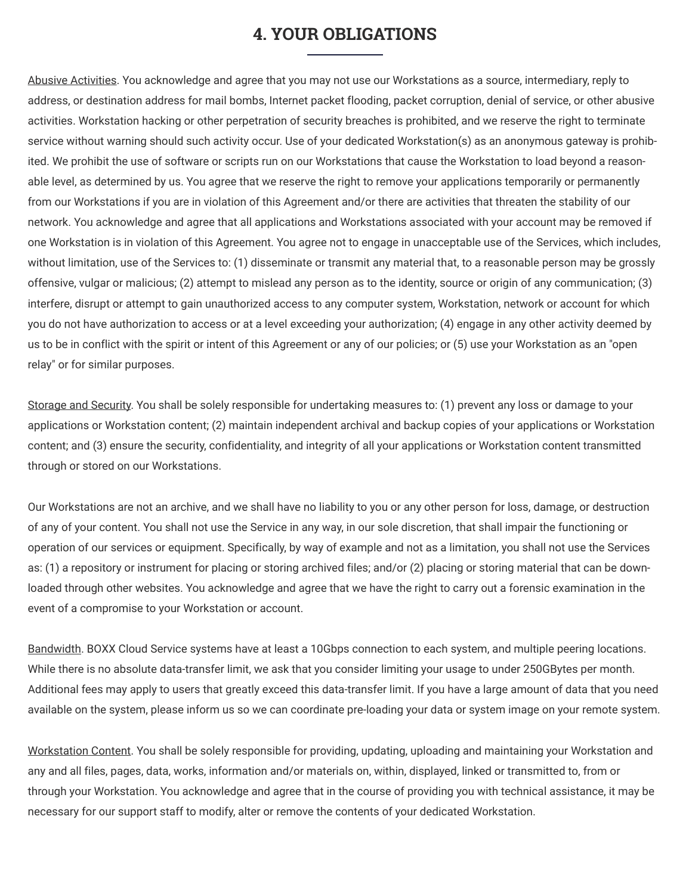# 4. YOUR OBLIGATIONS

Abusive Activities. You acknowledge and agree that you may not use our Workstations as a source, intermediary, reply to address, or destination address for mail bombs, Internet packet flooding, packet corruption, denial of service, or other abusive activities. Workstation hacking or other perpetration of security breaches is prohibited, and we reserve the right to terminate service without warning should such activity occur. Use of your dedicated Workstation(s) as an anonymous gateway is prohibited. We prohibit the use of software or scripts run on our Workstations that cause the Workstation to load beyond a reasonable level, as determined by us. You agree that we reserve the right to remove your applications temporarily or permanently from our Workstations if you are in violation of this Agreement and/or there are activities that threaten the stability of our network. You acknowledge and agree that all applications and Workstations associated with your account may be removed if one Workstation is in violation of this Agreement. You agree not to engage in unacceptable use of the Services, which includes, without limitation, use of the Services to: (1) disseminate or transmit any material that, to a reasonable person may be grossly offensive, vulgar or malicious; (2) attempt to mislead any person as to the identity, source or origin of any communication; (3) interfere, disrupt or attempt to gain unauthorized access to any computer system, Workstation, network or account for which you do not have authorization to access or at a level exceeding your authorization; (4) engage in any other activity deemed by us to be in conflict with the spirit or intent of this Agreement or any of our policies; or (5) use your Workstation as an "open relay" or for similar purposes.

Storage and Security. You shall be solely responsible for undertaking measures to: (1) prevent any loss or damage to your applications or Workstation content; (2) maintain independent archival and backup copies of your applications or Workstation content; and (3) ensure the security, confidentiality, and integrity of all your applications or Workstation content transmitted through or stored on our Workstations.

Our Workstations are not an archive, and we shall have no liability to you or any other person for loss, damage, or destruction of any of your content. You shall not use the Service in any way, in our sole discretion, that shall impair the functioning or operation of our services or equipment. Specifically, by way of example and not as a limitation, you shall not use the Services as: (1) a repository or instrument for placing or storing archived files; and/or (2) placing or storing material that can be downloaded through other websites. You acknowledge and agree that we have the right to carry out a forensic examination in the event of a compromise to your Workstation or account.

Bandwidth. BOXX Cloud Service systems have at least a 10Gbps connection to each system, and multiple peering locations. While there is no absolute data-transfer limit, we ask that you consider limiting your usage to under 250GBytes per month. Additional fees may apply to users that greatly exceed this data-transfer limit. If you have a large amount of data that you need available on the system, please inform us so we can coordinate pre-loading your data or system image on your remote system.

Workstation Content. You shall be solely responsible for providing, updating, uploading and maintaining your Workstation and any and all files, pages, data, works, information and/or materials on, within, displayed, linked or transmitted to, from or through your Workstation. You acknowledge and agree that in the course of providing you with technical assistance, it may be necessary for our support staff to modify, alter or remove the contents of your dedicated Workstation.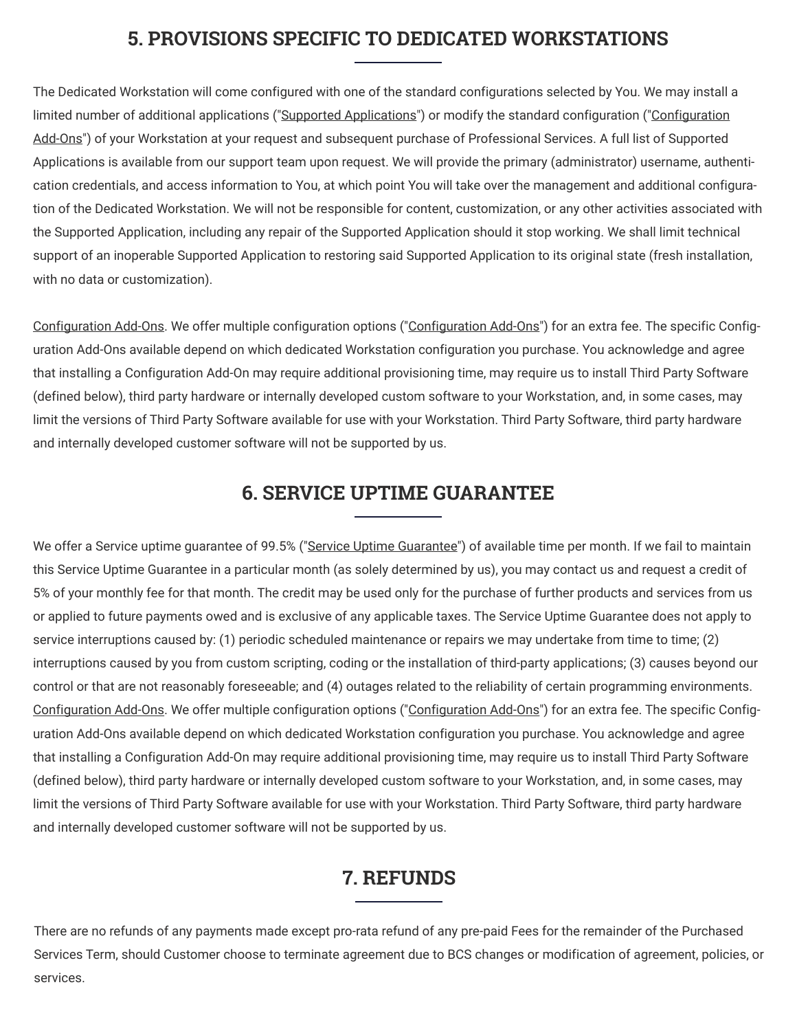## 5. PROVISIONS SPECIFIC TO DEDICATED WORKSTATIONS

The Dedicated Workstation will come configured with one of the standard configurations selected by You. We may install a limited number of additional applications ("Supported Applications") or modify the standard configuration ("Configuration Add-Ons") of your Workstation at your request and subsequent purchase of Professional Services. A full list of Supported Applications is available from our support team upon request. We will provide the primary (administrator) username, authentication credentials, and access information to You, at which point You will take over the management and additional configuration of the Dedicated Workstation. We will not be responsible for content, customization, or any other activities associated with the Supported Application, including any repair of the Supported Application should it stop working. We shall limit technical support of an inoperable Supported Application to restoring said Supported Application to its original state (fresh installation, with no data or customization).

Configuration Add-Ons. We offer multiple configuration options ("Configuration Add-Ons") for an extra fee. The specific Configuration Add-Ons available depend on which dedicated Workstation configuration you purchase. You acknowledge and agree that installing a Configuration Add-On may require additional provisioning time, may require us to install Third Party Software (defined below), third party hardware or internally developed custom software to your Workstation, and, in some cases, may limit the versions of Third Party Software available for use with your Workstation. Third Party Software, third party hardware and internally developed customer software will not be supported by us.

## 6. SERVICE UPTIME GUARANTEE

We offer a Service uptime guarantee of 99.5% ("Service Uptime Guarantee") of available time per month. If we fail to maintain this Service Uptime Guarantee in a particular month (as solely determined by us), you may contact us and request a credit of 5% of your monthly fee for that month. The credit may be used only for the purchase of further products and services from us or applied to future payments owed and is exclusive of any applicable taxes. The Service Uptime Guarantee does not apply to service interruptions caused by: (1) periodic scheduled maintenance or repairs we may undertake from time to time; (2) interruptions caused by you from custom scripting, coding or the installation of third-party applications; (3) causes beyond our control or that are not reasonably foreseeable; and (4) outages related to the reliability of certain programming environments. Configuration Add-Ons. We offer multiple configuration options ("Configuration Add-Ons") for an extra fee. The specific Configuration Add-Ons available depend on which dedicated Workstation configuration you purchase. You acknowledge and agree that installing a Configuration Add-On may require additional provisioning time, may require us to install Third Party Software (defined below), third party hardware or internally developed custom software to your Workstation, and, in some cases, may limit the versions of Third Party Software available for use with your Workstation. Third Party Software, third party hardware and internally developed customer software will not be supported by us.

## 7. REFUNDS

There are no refunds of any payments made except pro-rata refund of any pre-paid Fees for the remainder of the Purchased Services Term, should Customer choose to terminate agreement due to BCS changes or modification of agreement, policies, or services.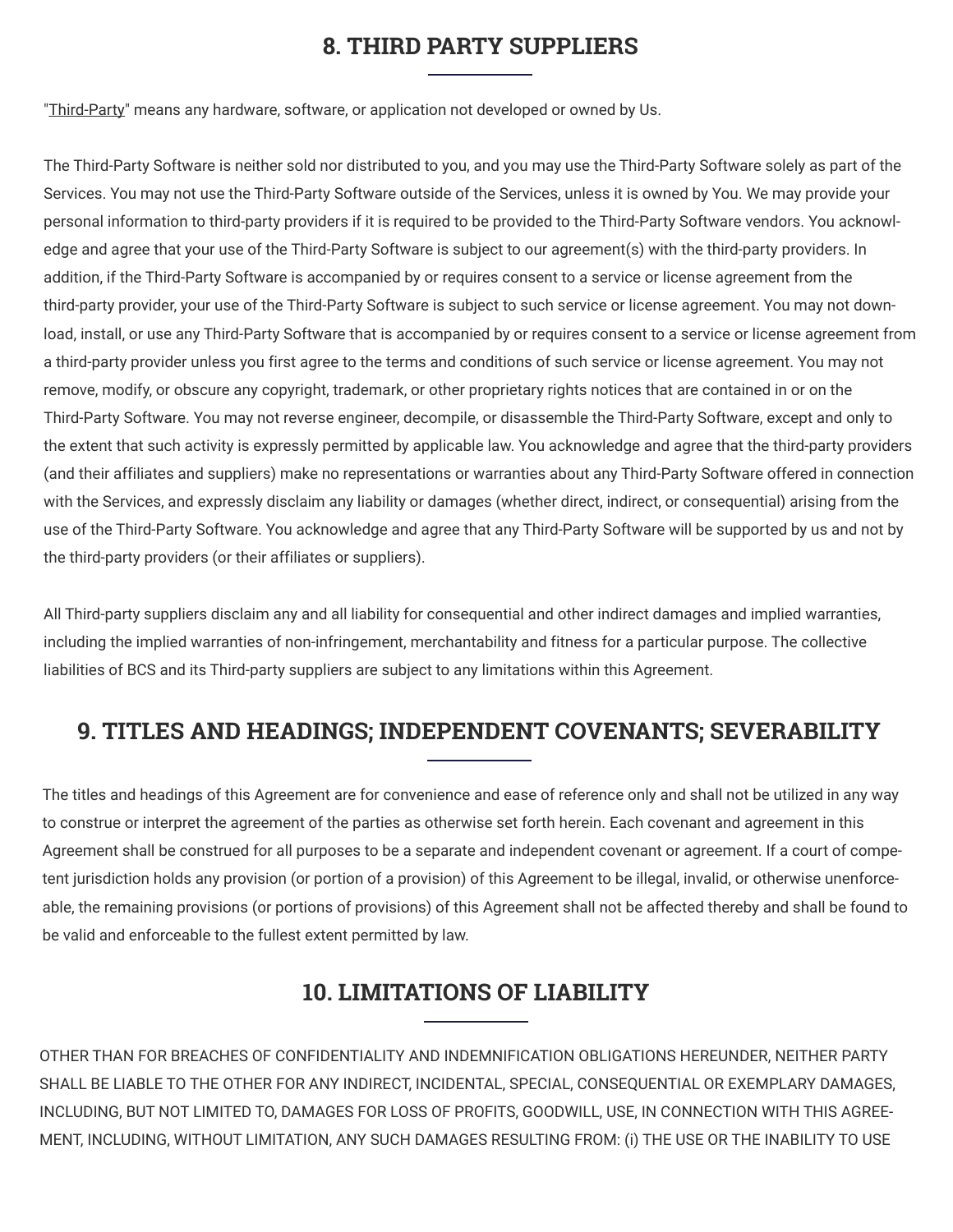## 8. THIRD PARTY SUPPLIERS

"Third-Party" means any hardware, software, or application not developed or owned by Us.

The Third-Party Software is neither sold nor distributed to you, and you may use the Third-Party Software solely as part of the Services. You may not use the Third-Party Software outside of the Services, unless it is owned by You. We may provide your personal information to third-party providers if it is required to be provided to the Third-Party Software vendors. You acknowledge and agree that your use of the Third-Party Software is subject to our agreement(s) with the third-party providers. In addition, if the Third-Party Software is accompanied by or requires consent to a service or license agreement from the third-party provider, your use of the Third-Party Software is subject to such service or license agreement. You may not download, install, or use any Third-Party Software that is accompanied by or requires consent to a service or license agreement from a third-party provider unless you first agree to the terms and conditions of such service or license agreement. You may not remove, modify, or obscure any copyright, trademark, or other proprietary rights notices that are contained in or on the Third-Party Software. You may not reverse engineer, decompile, or disassemble the Third-Party Software, except and only to the extent that such activity is expressly permitted by applicable law. You acknowledge and agree that the third-party providers (and their affiliates and suppliers) make no representations or warranties about any Third-Party Software offered in connection with the Services, and expressly disclaim any liability or damages (whether direct, indirect, or consequential) arising from the use of the Third-Party Software. You acknowledge and agree that any Third-Party Software will be supported by us and not by the third-party providers (or their affiliates or suppliers).

All Third-party suppliers disclaim any and all liability for consequential and other indirect damages and implied warranties, including the implied warranties of non-infringement, merchantability and fitness for a particular purpose. The collective liabilities of BCS and its Third-party suppliers are subject to any limitations within this Agreement.

## 9. TITLES AND HEADINGS; INDEPENDENT COVENANTS; SEVERABILITY

The titles and headings of this Agreement are for convenience and ease of reference only and shall not be utilized in any way to construe or interpret the agreement of the parties as otherwise set forth herein. Each covenant and agreement in this Agreement shall be construed for all purposes to be a separate and independent covenant or agreement. If a court of competent jurisdiction holds any provision (or portion of a provision) of this Agreement to be illegal, invalid, or otherwise unenforceable, the remaining provisions (or portions of provisions) of this Agreement shall not be affected thereby and shall be found to be valid and enforceable to the fullest extent permitted by law.

## 10. LIMITATIONS OF LIABILITY

OTHER THAN FOR BREACHES OF CONFIDENTIALITY AND INDEMNIFICATION OBLIGATIONS HEREUNDER, NEITHER PARTY SHALL BE LIABLE TO THE OTHER FOR ANY INDIRECT, INCIDENTAL, SPECIAL, CONSEQUENTIAL OR EXEMPLARY DAMAGES, INCLUDING, BUT NOT LIMITED TO, DAMAGES FOR LOSS OF PROFITS, GOODWILL, USE, IN CONNECTION WITH THIS AGREEMENT, INCLUDING, WITHOUT LIMITATION, ANY SUCH DAMAGES RESULTING FROM: (i) THE USE OR THE INABILITY TO USE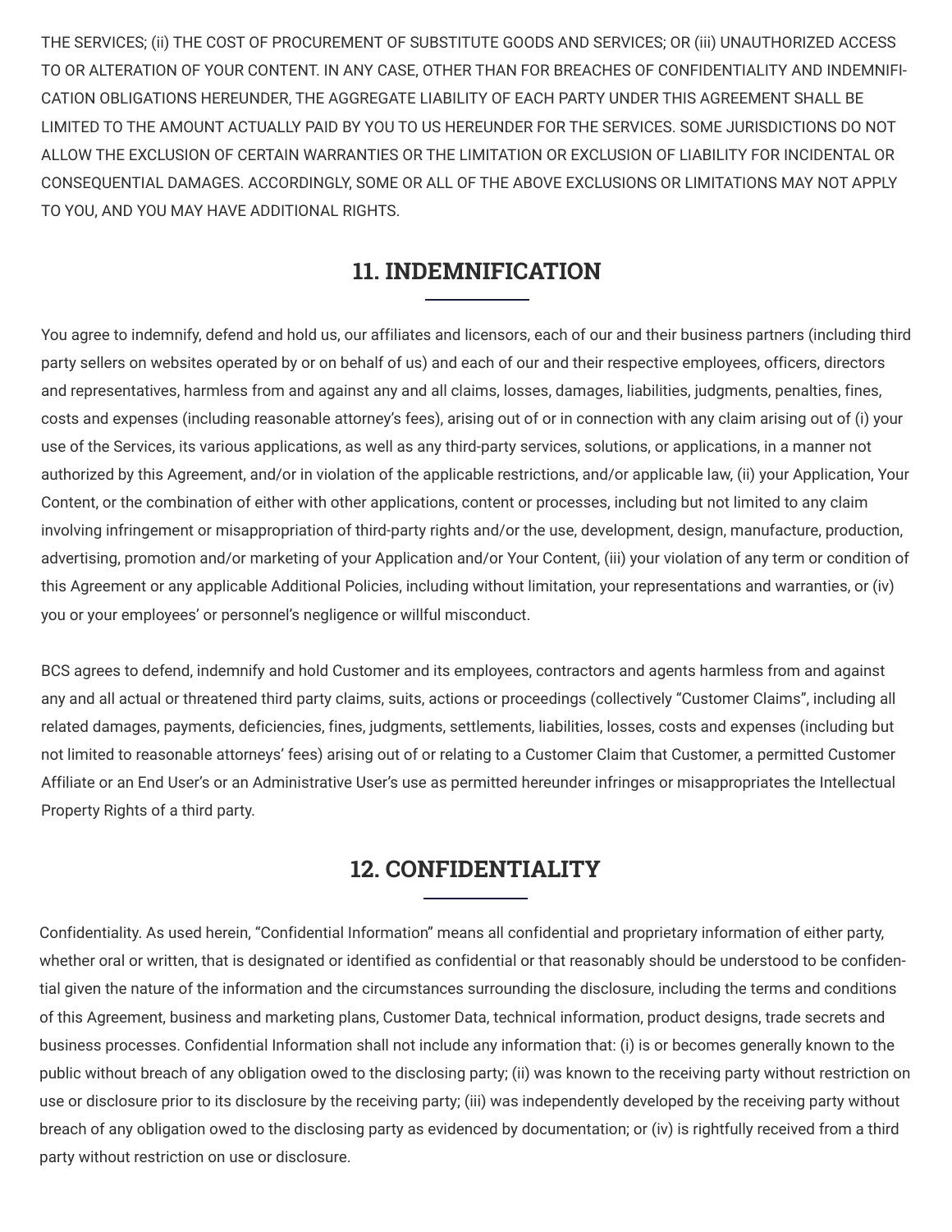THE SERVICES; (ii) THE COST OF PROCUREMENT OF SUBSTITUTE GOODS AND SERVICES; OR (iii) UNAUTHORIZED ACCESS TO OR ALTERATION OF YOUR CONTENT. IN ANY CASE, OTHER THAN FOR BREACHES OF CONFIDENTIALITY AND INDEMNIFICATION OBLIGATIONS HEREUNDER, THE AGGREGATE LIABILITY OF EACH PARTY UNDER THIS AGREEMENT SHALL BE LIMITED TO THE AMOUNT ACTUALLY PAID BY YOU TO US HEREUNDER FOR THE SERVICES. SOME JURISDICTIONS DO NOT ALLOW THE EXCLUSION OF CERTAIN WARRANTIES OR THE LIMITATION OR EXCLUSION OF LIABILITY FOR INCIDENTAL OR CONSEQUENTIAL DAMAGES. ACCORDINGLY, SOME OR ALL OF THE ABOVE EXCLUSIONS OR LIMITATIONS MAY NOT APPLY TO YOU, AND YOU MAY HAVE ADDITIONAL RIGHTS.

## 11. INDEMNIFICATION

You agree to indemnify, defend and hold us, our affiliates and licensors, each of our and their business partners (including third party sellers on websites operated by or on behalf of us) and each of our and their respective employees, officers, directors and representatives, harmless from and against any and all claims, losses, damages, liabilities, judgments, penalties, fines, costs and expenses (including reasonable attorney's fees), arising out of or in connection with any claim arising out of (i) your use of the Services, its various applications, as well as any third-party services, solutions, or applications, in a manner not authorized by this Agreement, and/or in violation of the applicable restrictions, and/or applicable law, (ii) your Application, Your Content, or the combination of either with other applications, content or processes, including but not limited to any claim involving infringement or misappropriation of third-party rights and/or the use, development, design, manufacture, production, advertising, promotion and/or marketing of your Application and/or Your Content, (iii) your violation of any term or condition of this Agreement or any applicable Additional Policies, including without limitation, your representations and warranties, or (iv) you or your employees' or personnel's negligence or willful misconduct.

BCS agrees to defend, indemnify and hold Customer and its employees, contractors and agents harmless from and against any and all actual or threatened third party claims, suits, actions or proceedings (collectively "Customer Claims", including all related damages, payments, deficiencies, fines, judgments, settlements, liabilities, losses, costs and expenses (including but not limited to reasonable attorneys' fees) arising out of or relating to a Customer Claim that Customer, a permitted Customer Affiliate or an End User's or an Administrative User's use as permitted hereunder infringes or misappropriates the Intellectual Property Rights of a third party.

## 12. CONFIDENTIALITY

Confidentiality. As used herein, "Confidential Information" means all confidential and proprietary information of either party, whether oral or written, that is designated or identified as confidential or that reasonably should be understood to be confidential given the nature of the information and the circumstances surrounding the disclosure, including the terms and conditions of this Agreement, business and marketing plans, Customer Data, technical information, product designs, trade secrets and business processes. Confidential Information shall not include any information that: (i) is or becomes generally known to the public without breach of any obligation owed to the disclosing party; (ii) was known to the receiving party without restriction on use or disclosure prior to its disclosure by the receiving party; (iii) was independently developed by the receiving party without breach of any obligation owed to the disclosing party as evidenced by documentation; or (iv) is rightfully received from a third party without restriction on use or disclosure.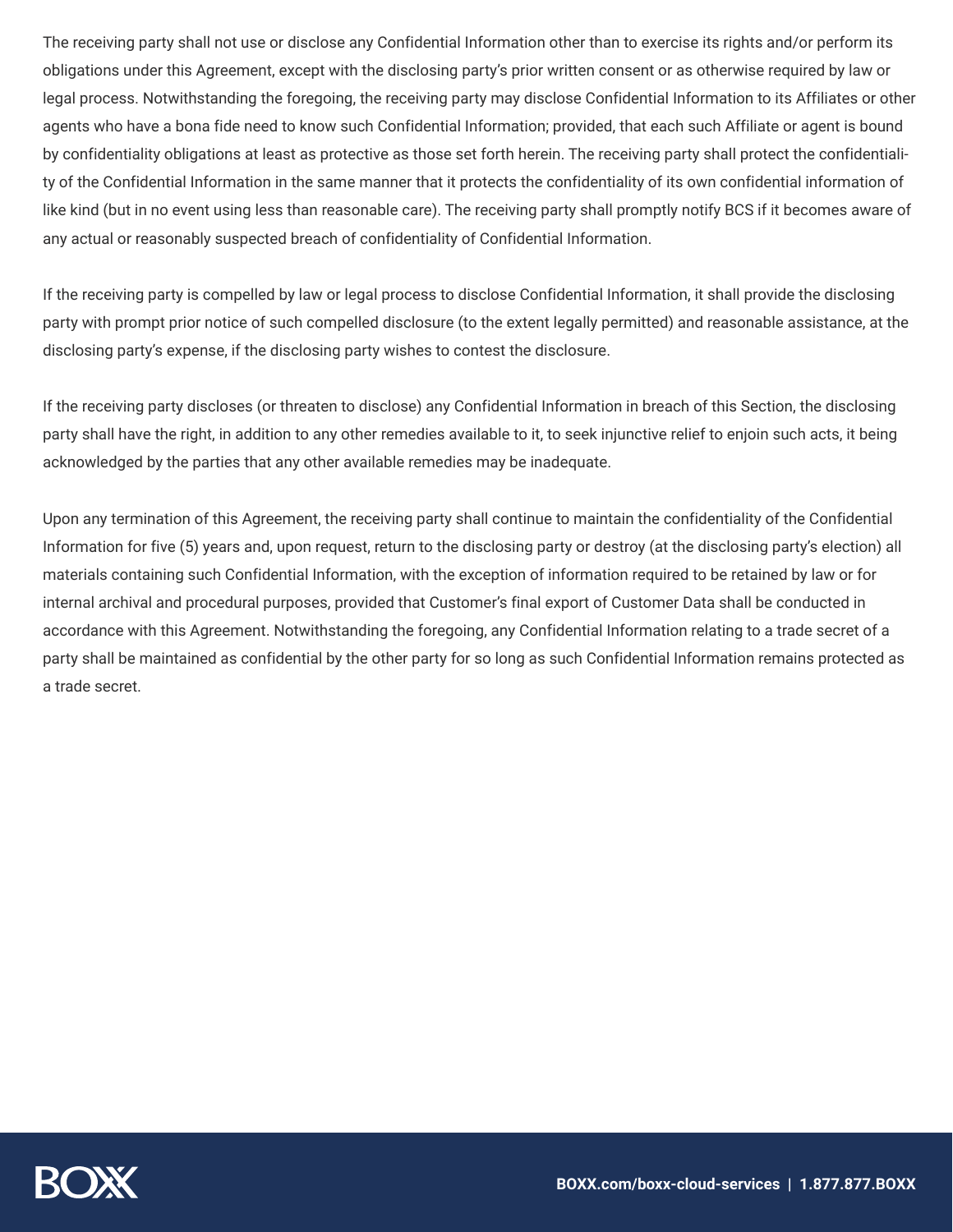The receiving party shall not use or disclose any Confidential Information other than to exercise its rights and/or perform its obligations under this Agreement, except with the disclosing party's prior written consent or as otherwise required by law or legal process. Notwithstanding the foregoing, the receiving party may disclose Confidential Information to its Affiliates or other agents who have a bona fide need to know such Confidential Information; provided, that each such Affiliate or agent is bound by confidentiality obligations at least as protective as those set forth herein. The receiving party shall protect the confidentiality of the Confidential Information in the same manner that it protects the confidentiality of its own confidential information of like kind (but in no event using less than reasonable care). The receiving party shall promptly notify BCS if it becomes aware of any actual or reasonably suspected breach of confidentiality of Confidential Information.

If the receiving party is compelled by law or legal process to disclose Confidential Information, it shall provide the disclosing party with prompt prior notice of such compelled disclosure (to the extent legally permitted) and reasonable assistance, at the disclosing party's expense, if the disclosing party wishes to contest the disclosure.

If the receiving party discloses (or threaten to disclose) any Confidential Information in breach of this Section, the disclosing party shall have the right, in addition to any other remedies available to it, to seek injunctive relief to enjoin such acts, it being acknowledged by the parties that any other available remedies may be inadequate.

Upon any termination of this Agreement, the receiving party shall continue to maintain the confidentiality of the Confidential Information for five (5) years and, upon request, return to the disclosing party or destroy (at the disclosing party's election) all materials containing such Confidential Information, with the exception of information required to be retained by law or for internal archival and procedural purposes, provided that Customer's final export of Customer Data shall be conducted in accordance with this Agreement. Notwithstanding the foregoing, any Confidential Information relating to a trade secret of a party shall be maintained as confidential by the other party for so long as such Confidential Information remains protected as a trade secret.